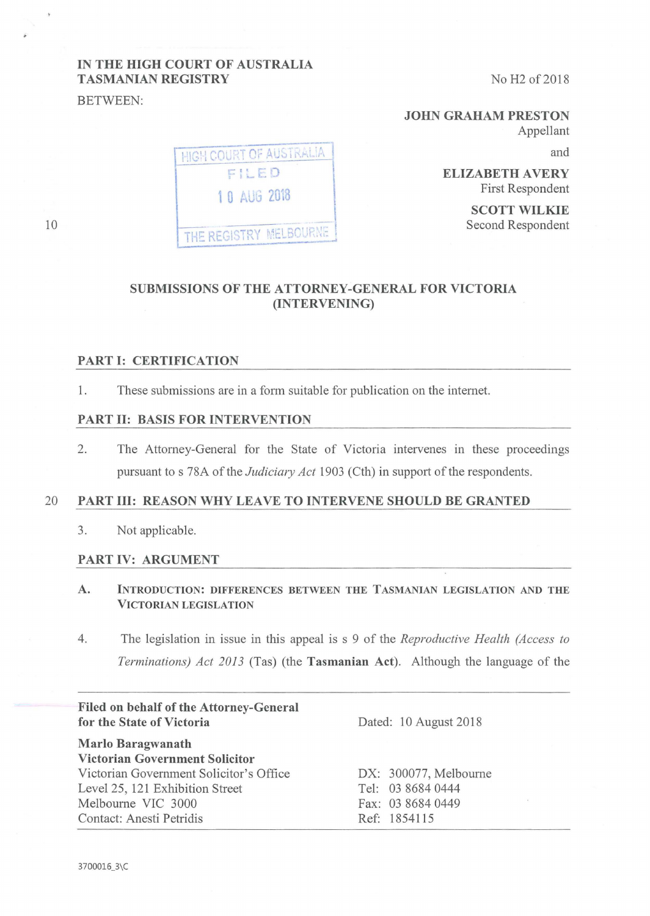IN THE HIGH COURT OF AUSTRALIA
TASMANIAN REGISTRY

No H2 of 2018

BETWEEN:

**JOHN GRAHAM PRESTON**
Appellant

and

**ELIZABETH AVERY**
First Respondent

**SCOTT WILKIE**
Second Respondent

HIGH COURT OF AUSTRALIA
FILED
10 AUG 2018
THE REGISTRY MELBOURNE

## SUBMISSIONS OF THE ATTORNEY-GENERAL FOR VICTORIA (INTERVENING)

### PART I: CERTIFICATION

1. These submissions are in a form suitable for publication on the internet.

### PART II: BASIS FOR INTERVENTION

2. The Attorney-General for the State of Victoria intervenes in these proceedings pursuant to s 78A of the *Judiciary Act* 1903 (Cth) in support of the respondents.

### PART III: REASON WHY LEAVE TO INTERVENE SHOULD BE GRANTED

3. Not applicable.

### PART IV: ARGUMENT

#### A. INTRODUCTION: DIFFERENCES BETWEEN THE TASMANIAN LEGISLATION AND THE VICTORIAN LEGISLATION

4. The legislation in issue in this appeal is s 9 of the *Reproductive Health (Access to Terminations) Act 2013* (Tas) (the **Tasmanian Act**). Although the language of the

**Filed on behalf of the Attorney-General for the State of Victoria**

Dated: 10 August 2018

**Marlo Baragwanath**
**Victorian Government Solicitor**
Victorian Government Solicitor's Office
Level 25, 121 Exhibition Street
Melbourne VIC 3000
Contact: Anesti Petridis

DX: 300077, Melbourne
Tel: 03 8684 0444
Fax: 03 8684 0449
Ref: 1854115

3700016_3\C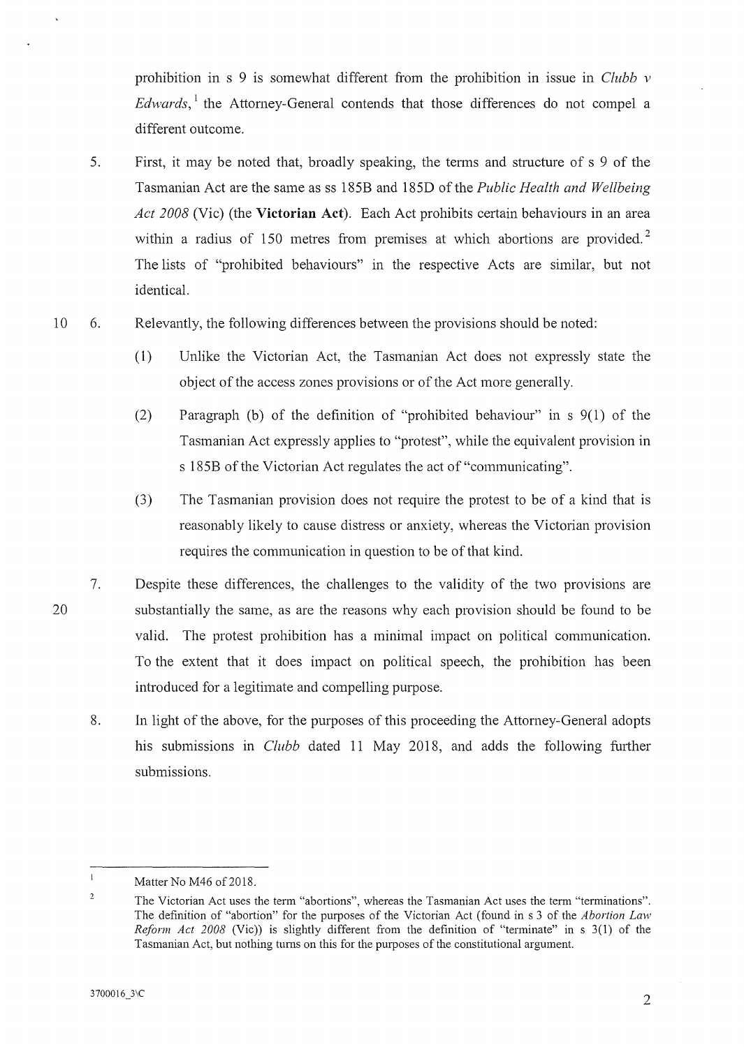prohibition in s 9 is somewhat different from the prohibition in issue in *Clubb v Edwards*,[1] the Attorney-General contends that those differences do not compel a different outcome.

5. First, it may be noted that, broadly speaking, the terms and structure of s 9 of the Tasmanian Act are the same as ss 185B and 185D of the *Public Health and Wellbeing Act 2008* (Vic) (the **Victorian Act**). Each Act prohibits certain behaviours in an area within a radius of 150 metres from premises at which abortions are provided.[2] The lists of "prohibited behaviours" in the respective Acts are similar, but not identical.

6. Relevantly, the following differences between the provisions should be noted:

   (1) Unlike the Victorian Act, the Tasmanian Act does not expressly state the object of the access zones provisions or of the Act more generally.

   (2) Paragraph (b) of the definition of "prohibited behaviour" in s 9(1) of the Tasmanian Act expressly applies to "protest", while the equivalent provision in s 185B of the Victorian Act regulates the act of "communicating".

   (3) The Tasmanian provision does not require the protest to be of a kind that is reasonably likely to cause distress or anxiety, whereas the Victorian provision requires the communication in question to be of that kind.

7. Despite these differences, the challenges to the validity of the two provisions are substantially the same, as are the reasons why each provision should be found to be valid. The protest prohibition has a minimal impact on political communication. To the extent that it does impact on political speech, the prohibition has been introduced for a legitimate and compelling purpose.

8. In light of the above, for the purposes of this proceeding the Attorney-General adopts his submissions in *Clubb* dated 11 May 2018, and adds the following further submissions.

---

[1] Matter No M46 of 2018.

[2] The Victorian Act uses the term "abortions", whereas the Tasmanian Act uses the term "terminations". The definition of "abortion" for the purposes of the Victorian Act (found in s 3 of the *Abortion Law Reform Act 2008* (Vic)) is slightly different from the definition of "terminate" in s 3(1) of the Tasmanian Act, but nothing turns on this for the purposes of the constitutional argument.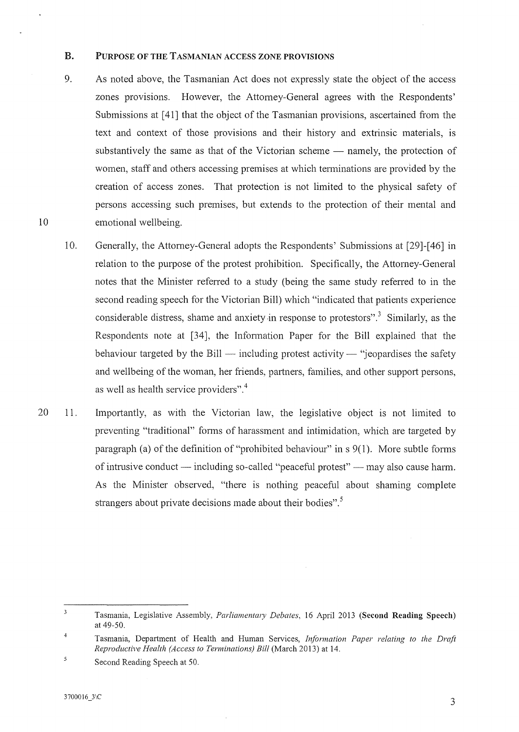## B. PURPOSE OF THE TASMANIAN ACCESS ZONE PROVISIONS

9. As noted above, the Tasmanian Act does not expressly state the object of the access zones provisions. However, the Attorney-General agrees with the Respondents' Submissions at [41] that the object of the Tasmanian provisions, ascertained from the text and context of those provisions and their history and extrinsic materials, is substantively the same as that of the Victorian scheme — namely, the protection of women, staff and others accessing premises at which terminations are provided by the creation of access zones. That protection is not limited to the physical safety of persons accessing such premises, but extends to the protection of their mental and emotional wellbeing.

10. Generally, the Attorney-General adopts the Respondents' Submissions at [29]-[46] in relation to the purpose of the protest prohibition. Specifically, the Attorney-General notes that the Minister referred to a study (being the same study referred to in the second reading speech for the Victorian Bill) which "indicated that patients experience considerable distress, shame and anxiety in response to protestors".[3] Similarly, as the Respondents note at [34], the Information Paper for the Bill explained that the behaviour targeted by the Bill — including protest activity — "jeopardises the safety and wellbeing of the woman, her friends, partners, families, and other support persons, as well as health service providers".[4]

11. Importantly, as with the Victorian law, the legislative object is not limited to preventing "traditional" forms of harassment and intimidation, which are targeted by paragraph (a) of the definition of "prohibited behaviour" in s 9(1). More subtle forms of intrusive conduct — including so-called "peaceful protest" — may also cause harm. As the Minister observed, "there is nothing peaceful about shaming complete strangers about private decisions made about their bodies".[5]

---

[3] Tasmania, Legislative Assembly, *Parliamentary Debates*, 16 April 2013 (**Second Reading Speech**) at 49-50.

[4] Tasmania, Department of Health and Human Services, *Information Paper relating to the Draft Reproductive Health (Access to Terminations) Bill* (March 2013) at 14.

[5] Second Reading Speech at 50.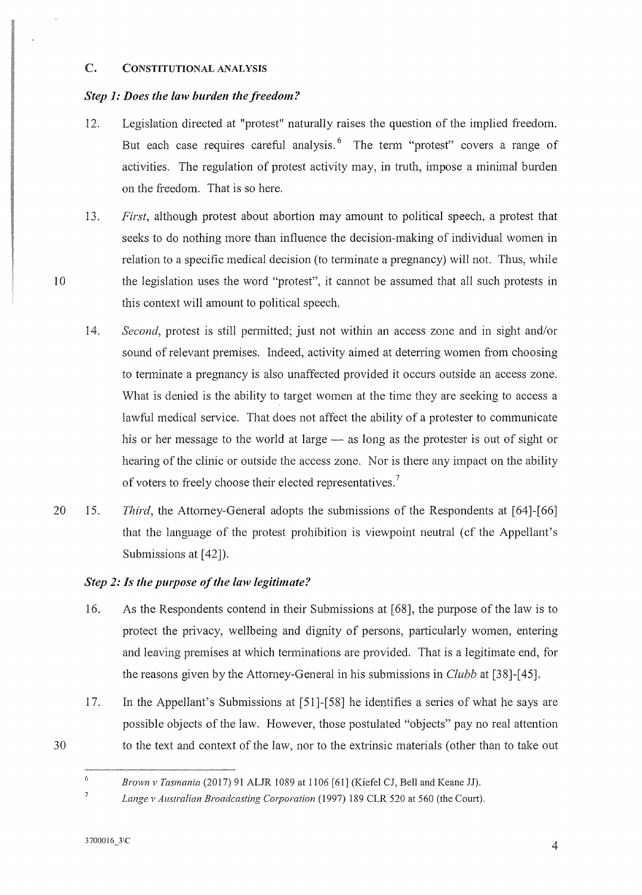## C. CONSTITUTIONAL ANALYSIS

### *Step 1: Does the law burden the freedom?*

12. Legislation directed at "protest" naturally raises the question of the implied freedom. But each case requires careful analysis.[6] The term "protest" covers a range of activities. The regulation of protest activity may, in truth, impose a minimal burden on the freedom. That is so here.

13. *First*, although protest about abortion may amount to political speech, a protest that seeks to do nothing more than influence the decision-making of individual women in relation to a specific medical decision (to terminate a pregnancy) will not. Thus, while the legislation uses the word "protest", it cannot be assumed that all such protests in this context will amount to political speech.

14. *Second*, protest is still permitted; just not within an access zone and in sight and/or sound of relevant premises. Indeed, activity aimed at deterring women from choosing to terminate a pregnancy is also unaffected provided it occurs outside an access zone. What is denied is the ability to target women at the time they are seeking to access a lawful medical service. That does not affect the ability of a protester to communicate his or her message to the world at large — as long as the protester is out of sight or hearing of the clinic or outside the access zone. Nor is there any impact on the ability of voters to freely choose their elected representatives.[7]

15. *Third*, the Attorney-General adopts the submissions of the Respondents at [64]-[66] that the language of the protest prohibition is viewpoint neutral (cf the Appellant's Submissions at [42]).

### *Step 2: Is the purpose of the law legitimate?*

16. As the Respondents contend in their Submissions at [68], the purpose of the law is to protect the privacy, wellbeing and dignity of persons, particularly women, entering and leaving premises at which terminations are provided. That is a legitimate end, for the reasons given by the Attorney-General in his submissions in *Clubb* at [38]-[45].

17. In the Appellant's Submissions at [51]-[58] he identifies a series of what he says are possible objects of the law. However, those postulated "objects" pay no real attention to the text and context of the law, nor to the extrinsic materials (other than to take out

---

[6] *Brown v Tasmania* (2017) 91 ALJR 1089 at 1106 [61] (Kiefel CJ, Bell and Keane JJ).

[7] *Lange v Australian Broadcasting Corporation* (1997) 189 CLR 520 at 560 (the Court).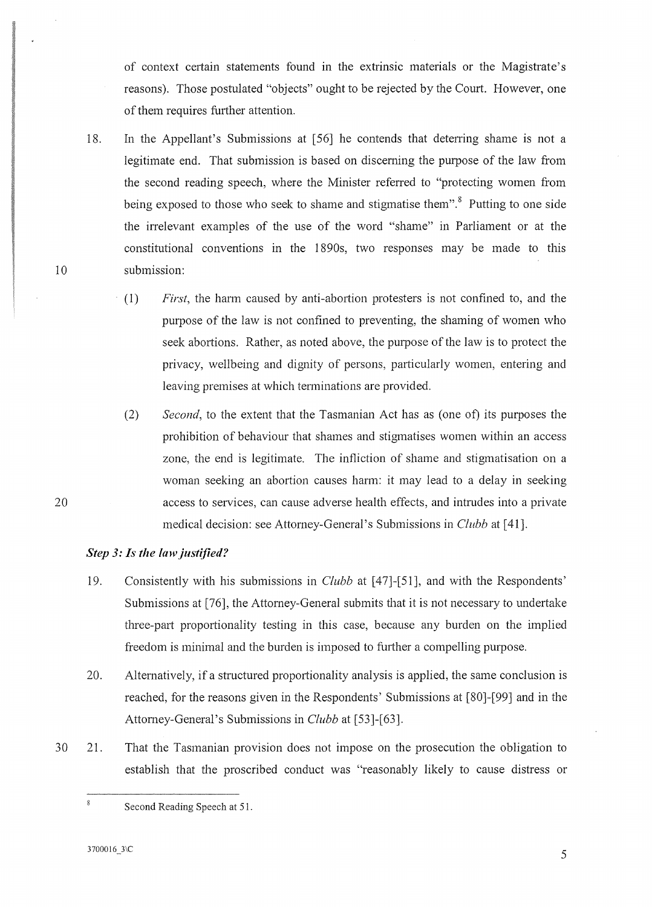of context certain statements found in the extrinsic materials or the Magistrate's reasons). Those postulated "objects" ought to be rejected by the Court. However, one of them requires further attention.

18. In the Appellant's Submissions at [56] he contends that deterring shame is not a legitimate end. That submission is based on discerning the purpose of the law from the second reading speech, where the Minister referred to "protecting women from being exposed to those who seek to shame and stigmatise them".[8] Putting to one side the irrelevant examples of the use of the word "shame" in Parliament or at the constitutional conventions in the 1890s, two responses may be made to this submission:

    (1) *First*, the harm caused by anti-abortion protesters is not confined to, and the purpose of the law is not confined to preventing, the shaming of women who seek abortions. Rather, as noted above, the purpose of the law is to protect the privacy, wellbeing and dignity of persons, particularly women, entering and leaving premises at which terminations are provided.

    (2) *Second*, to the extent that the Tasmanian Act has as (one of) its purposes the prohibition of behaviour that shames and stigmatises women within an access zone, the end is legitimate. The infliction of shame and stigmatisation on a woman seeking an abortion causes harm: it may lead to a delay in seeking access to services, can cause adverse health effects, and intrudes into a private medical decision: see Attorney-General's Submissions in *Clubb* at [41].

### *Step 3: Is the law justified?*

19. Consistently with his submissions in *Clubb* at [47]-[51], and with the Respondents' Submissions at [76], the Attorney-General submits that it is not necessary to undertake three-part proportionality testing in this case, because any burden on the implied freedom is minimal and the burden is imposed to further a compelling purpose.

20. Alternatively, if a structured proportionality analysis is applied, the same conclusion is reached, for the reasons given in the Respondents' Submissions at [80]-[99] and in the Attorney-General's Submissions in *Clubb* at [53]-[63].

21. That the Tasmanian provision does not impose on the prosecution the obligation to establish that the proscribed conduct was "reasonably likely to cause distress or

---

[8] Second Reading Speech at 51.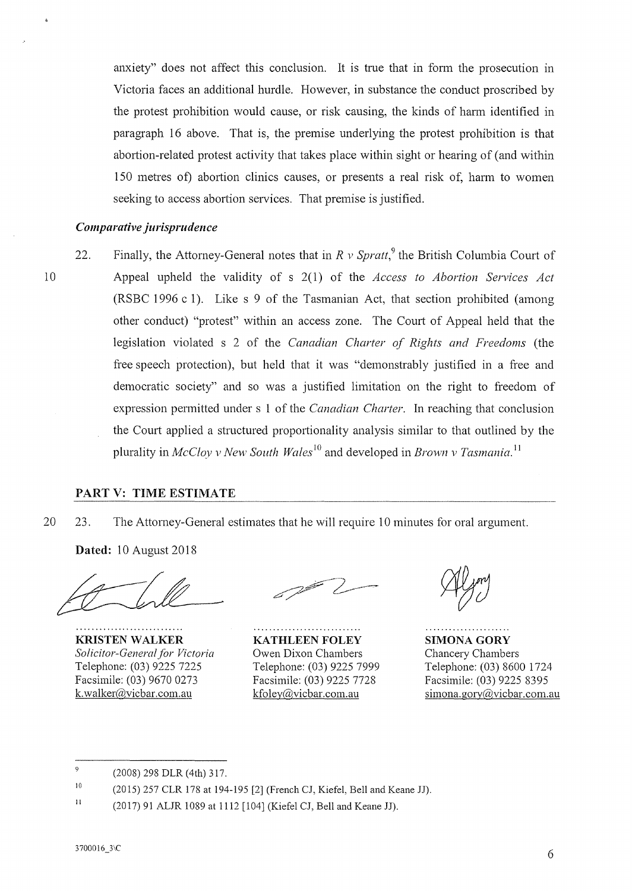anxiety" does not affect this conclusion. It is true that in form the prosecution in Victoria faces an additional hurdle. However, in substance the conduct proscribed by the protest prohibition would cause, or risk causing, the kinds of harm identified in paragraph 16 above. That is, the premise underlying the protest prohibition is that abortion-related protest activity that takes place within sight or hearing of (and within 150 metres of) abortion clinics causes, or presents a real risk of, harm to women seeking to access abortion services. That premise is justified.

### *Comparative jurisprudence*

22. Finally, the Attorney-General notes that in *R v Spratt*,[9] the British Columbia Court of Appeal upheld the validity of s 2(1) of the *Access to Abortion Services Act* (RSBC 1996 c 1). Like s 9 of the Tasmanian Act, that section prohibited (among other conduct) "protest" within an access zone. The Court of Appeal held that the legislation violated s 2 of the *Canadian Charter of Rights and Freedoms* (the free speech protection), but held that it was "demonstrably justified in a free and democratic society" and so was a justified limitation on the right to freedom of expression permitted under s 1 of the *Canadian Charter*. In reaching that conclusion the Court applied a structured proportionality analysis similar to that outlined by the plurality in *McCloy v New South Wales*[10] and developed in *Brown v Tasmania*.[11]

## PART V: TIME ESTIMATE

23. The Attorney-General estimates that he will require 10 minutes for oral argument.

**Dated:** 10 August 2018

**KRISTEN WALKER**
*Solicitor-General for Victoria*
Telephone: (03) 9225 7225
Facsimile: (03) 9670 0273
k.walker@vicbar.com.au

**KATHLEEN FOLEY**
Owen Dixon Chambers
Telephone: (03) 9225 7999
Facsimile: (03) 9225 7728
kfoley@vicbar.com.au

**SIMONA GORY**
Chancery Chambers
Telephone: (03) 8600 1724
Facsimile: (03) 9225 8395
simona.gory@vicbar.com.au

---

[9] (2008) 298 DLR (4th) 317.

[10] (2015) 257 CLR 178 at 194-195 [2] (French CJ, Kiefel, Bell and Keane JJ).

[11] (2017) 91 ALJR 1089 at 1112 [104] (Kiefel CJ, Bell and Keane JJ).